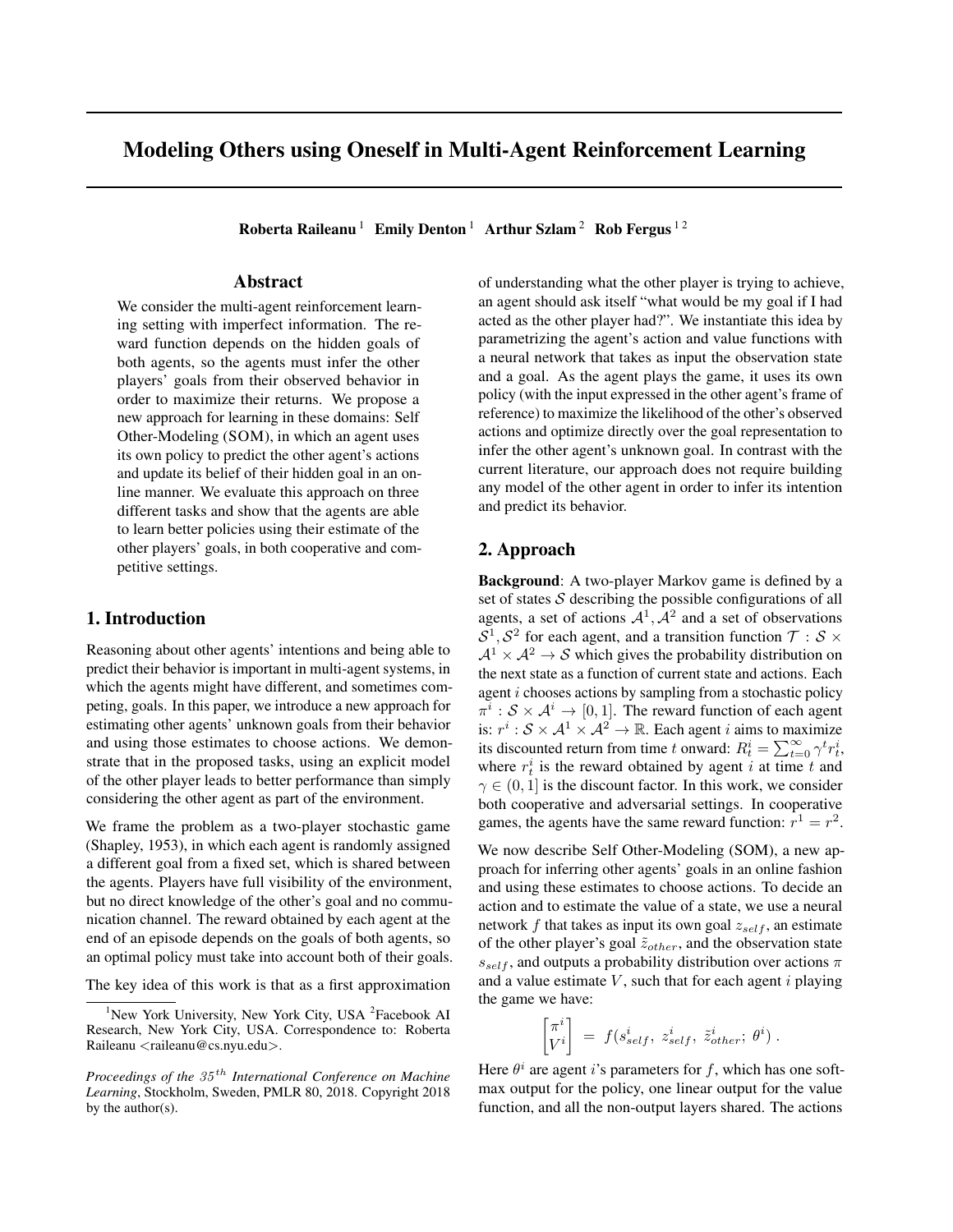# Modeling Others using Oneself in Multi-Agent Reinforcement Learning

**Roberta Raileanu** [1] **Emily Denton** [1] **Arthur Szlam** [2] **Rob Fergus** [1,2]

## Abstract

We consider the multi-agent reinforcement learning setting with imperfect information. The reward function depends on the hidden goals of both agents, so the agents must infer the other players' goals from their observed behavior in order to maximize their returns. We propose a new approach for learning in these domains: Self Other-Modeling (SOM), in which an agent uses its own policy to predict the other agent's actions and update its belief of their hidden goal in an online manner. We evaluate this approach on three different tasks and show that the agents are able to learn better policies using their estimate of the other players' goals, in both cooperative and competitive settings.

## 1. Introduction

Reasoning about other agents' intentions and being able to predict their behavior is important in multi-agent systems, in which the agents might have different, and sometimes competing, goals. In this paper, we introduce a new approach for estimating other agents' unknown goals from their behavior and using those estimates to choose actions. We demonstrate that in the proposed tasks, using an explicit model of the other player leads to better performance than simply considering the other agent as part of the environment.

We frame the problem as a two-player stochastic game (Shapley, 1953), in which each agent is randomly assigned a different goal from a fixed set, which is shared between the agents. Players have full visibility of the environment, but no direct knowledge of the other's goal and no communication channel. The reward obtained by each agent at the end of an episode depends on the goals of both agents, so an optimal policy must take into account both of their goals.

The key idea of this work is that as a first approximation of understanding what the other player is trying to achieve, an agent should ask itself "what would be my goal if I had acted as the other player had?". We instantiate this idea by parametrizing the agent's action and value functions with a neural network that takes as input the observation state and a goal. As the agent plays the game, it uses its own policy (with the input expressed in the other agent's frame of reference) to maximize the likelihood of the other's observed actions and optimize directly over the goal representation to infer the other agent's unknown goal. In contrast with the current literature, our approach does not require building any model of the other agent in order to infer its intention and predict its behavior.

## 2. Approach

**Background**: A two-player Markov game is defined by a set of states $\mathcal{S}$ describing the possible configurations of all agents, a set of actions $\mathcal{A}^1, \mathcal{A}^2$ and a set of observations $\mathcal{S}^1, \mathcal{S}^2$ for each agent, and a transition function $\mathcal{T} : \mathcal{S} \times \mathcal{A}^1 \times \mathcal{A}^2 \rightarrow \mathcal{S}$ which gives the probability distribution on the next state as a function of current state and actions. Each agent $i$ chooses actions by sampling from a stochastic policy $\pi^i : \mathcal{S} \times \mathcal{A}^i \rightarrow [0, 1]$. The reward function of each agent is: $r^i : \mathcal{S} \times \mathcal{A}^1 \times \mathcal{A}^2 \rightarrow \mathbb{R}$. Each agent $i$ aims to maximize its discounted return from time $t$ onward: $R^i_t = \sum_{t=0}^{\infty} \gamma^t r^i_t$, where $r^i_t$ is the reward obtained by agent $i$ at time $t$ and $\gamma \in (0, 1]$ is the discount factor. In this work, we consider both cooperative and adversarial settings. In cooperative games, the agents have the same reward function: $r^1 = r^2$.

We now describe Self Other-Modeling (SOM), a new approach for inferring other agents' goals in an online fashion and using these estimates to choose actions. To decide an action and to estimate the value of a state, we use a neural network $f$ that takes as input its own goal $z_{self}$, an estimate of the other player's goal $\tilde{z}_{other}$, and the observation state $s_{self}$, and outputs a probability distribution over actions $\pi$ and a value estimate $V$, such that for each agent $i$ playing the game we have:

$$\begin{bmatrix} \pi^i \\ V^i \end{bmatrix} = f(s^i_{self},\ z^i_{self},\ \tilde{z}^i_{other};\ \theta^i) \ .$$

Here $\theta^i$ are agent $i$'s parameters for $f$, which has one softmax output for the policy, one linear output for the value function, and all the non-output layers shared. The actions

[1]New York University, New York City, USA [2]Facebook AI Research, New York City, USA. Correspondence to: Roberta Raileanu <raileanu@cs.nyu.edu>.

*Proceedings of the 35th International Conference on Machine Learning*, Stockholm, Sweden, PMLR 80, 2018. Copyright 2018 by the author(s).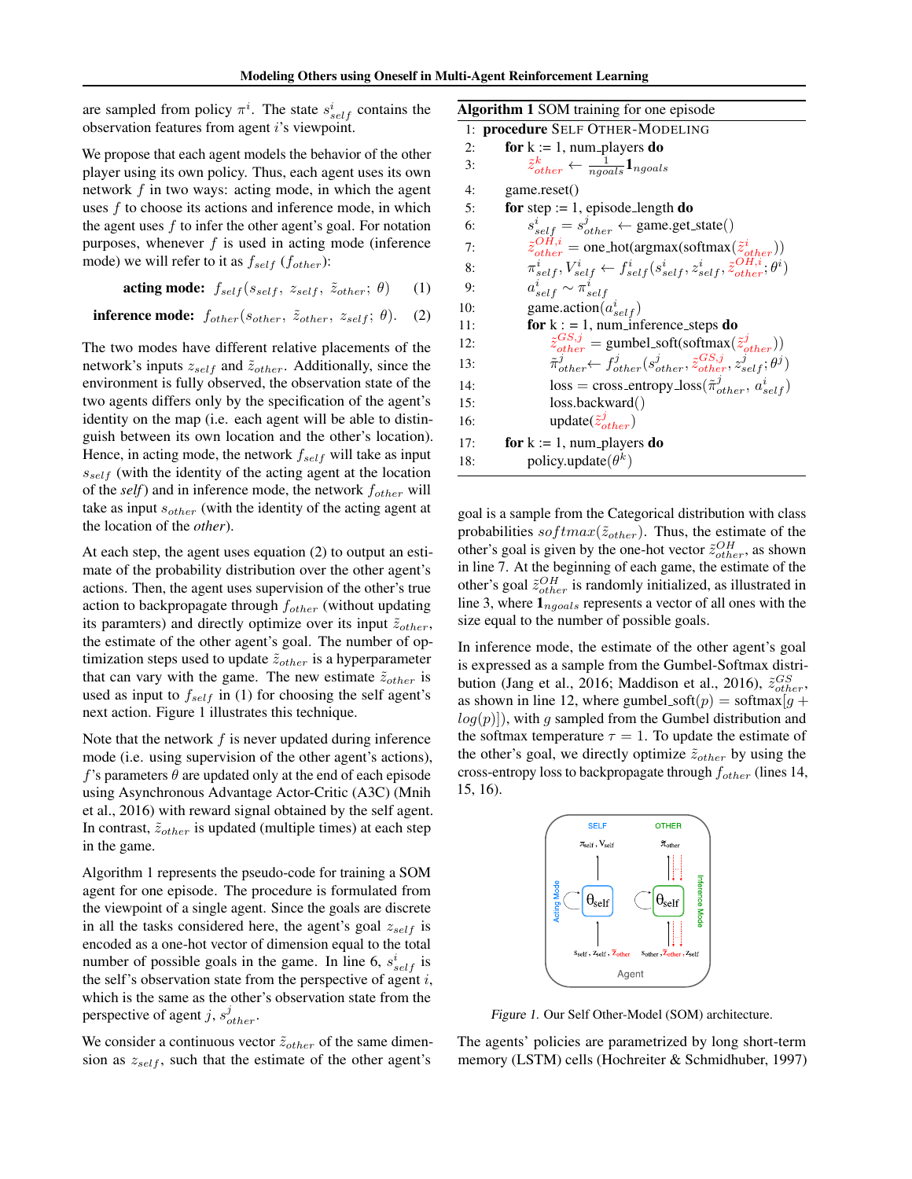are sampled from policy $\pi^i$. The state $s^i_{self}$ contains the observation features from agent $i$'s viewpoint.

We propose that each agent models the behavior of the other player using its own policy. Thus, each agent uses its own network $f$ in two ways: acting mode, in which the agent uses $f$ to choose its actions and inference mode, in which the agent uses $f$ to infer the other agent's goal. For notation purposes, whenever $f$ is used in acting mode (inference mode) we will refer to it as $f_{self}$ ($f_{other}$):

$$\textbf{acting mode:} \quad f_{self}(s_{self},\ z_{self},\ \tilde{z}_{other};\ \theta) \tag{1}$$

$$\textbf{inference mode:} \quad f_{other}(s_{other},\ \tilde{z}_{other},\ z_{self};\ \theta). \tag{2}$$

The two modes have different relative placements of the network's inputs $z_{self}$ and $\tilde{z}_{other}$. Additionally, since the environment is fully observed, the observation state of the two agents differs only by the specification of the agent's identity on the map (i.e. each agent will be able to distinguish between its own location and the other's location). Hence, in acting mode, the network $f_{self}$ will take as input $s_{self}$ (with the identity of the acting agent at the location of the *self*) and in inference mode, the network $f_{other}$ will take as input $s_{other}$ (with the identity of the acting agent at the location of the *other*).

At each step, the agent uses equation (2) to output an estimate of the probability distribution over the other agent's actions. Then, the agent uses supervision of the other's true action to backpropagate through $f_{other}$ (without updating its paramters) and directly optimize over its input $\tilde{z}_{other}$, the estimate of the other agent's goal. The number of optimization steps used to update $\tilde{z}_{other}$ is a hyperparameter that can vary with the game. The new estimate $\tilde{z}_{other}$ is used as input to $f_{self}$ in (1) for choosing the self agent's next action. Figure 1 illustrates this technique.

Note that the network $f$ is never updated during inference mode (i.e. using supervision of the other agent's actions), $f$'s parameters $\theta$ are updated only at the end of each episode using Asynchronous Advantage Actor-Critic (A3C) (Mnih et al., 2016) with reward signal obtained by the self agent. In contrast, $\tilde{z}_{other}$ is updated (multiple times) at each step in the game.

Algorithm 1 represents the pseudo-code for training a SOM agent for one episode. The procedure is formulated from the viewpoint of a single agent. Since the goals are discrete in all the tasks considered here, the agent's goal $z_{self}$ is encoded as a one-hot vector of dimension equal to the total number of possible goals in the game. In line 6, $s^i_{self}$ is the self's observation state from the perspective of agent $i$, which is the same as the other's observation state from the perspective of agent $j$, $s^j_{other}$.

We consider a continuous vector $\tilde{z}_{other}$ of the same dimension as $z_{self}$, such that the estimate of the other agent's goal is a sample from the Categorical distribution with class probabilities $softmax(\tilde{z}_{other})$. Thus, the estimate of the other's goal is given by the one-hot vector $\tilde{z}^{OH}_{other}$, as shown in line 7. At the beginning of each game, the estimate of the other's goal $\tilde{z}^{OH}_{other}$ is randomly initialized, as illustrated in line 3, where $\mathbf{1}_{ngoals}$ represents a vector of all ones with the size equal to the number of possible goals.

**Algorithm 1** SOM training for one episode

```
1:  procedure SELF OTHER-MODELING
2:      for k := 1, num_players do
3:          z̃^k_other ← (1/ngoals) 1_ngoals
4:      game.reset()
5:      for step := 1, episode_length do
6:          s^i_self = s^j_other ← game.get_state()
7:          z̃^{OH,i}_other = one_hot(argmax(softmax(z̃^i_other)))
8:          π^i_self, V^i_self ← f^i_self(s^i_self, z^i_self, z̃^{OH,i}_other; θ^i)
9:          a^i_self ~ π^i_self
10:         game.action(a^i_self)
11:         for k : = 1, num_inference_steps do
12:             z̃^{GS,j}_other = gumbel_soft(softmax(z̃^j_other))
13:             π̃^j_other ← f^j_other(s^j_other, z̃^{GS,j}_other, z^j_self; θ^j)
14:             loss = cross_entropy_loss(π̃^j_other, a^i_self)
15:             loss.backward()
16:             update(z̃^j_other)
17:     for k := 1, num_players do
18:         policy.update(θ^k)
```

In inference mode, the estimate of the other agent's goal is expressed as a sample from the Gumbel-Softmax distribution (Jang et al., 2016; Maddison et al., 2016), $\tilde{z}^{GS}_{other}$, as shown in line 12, where gumbel_soft$(p) = $ softmax$[g + log(p)]$), with $g$ sampled from the Gumbel distribution and the softmax temperature $\tau = 1$. To update the estimate of the other's goal, we directly optimize $\tilde{z}_{other}$ by using the cross-entropy loss to backpropagate through $f_{other}$ (lines 14, 15, 16).

*Figure 1.* Our Self Other-Model (SOM) architecture.

The agents' policies are parametrized by long short-term memory (LSTM) cells (Hochreiter & Schmidhuber, 1997)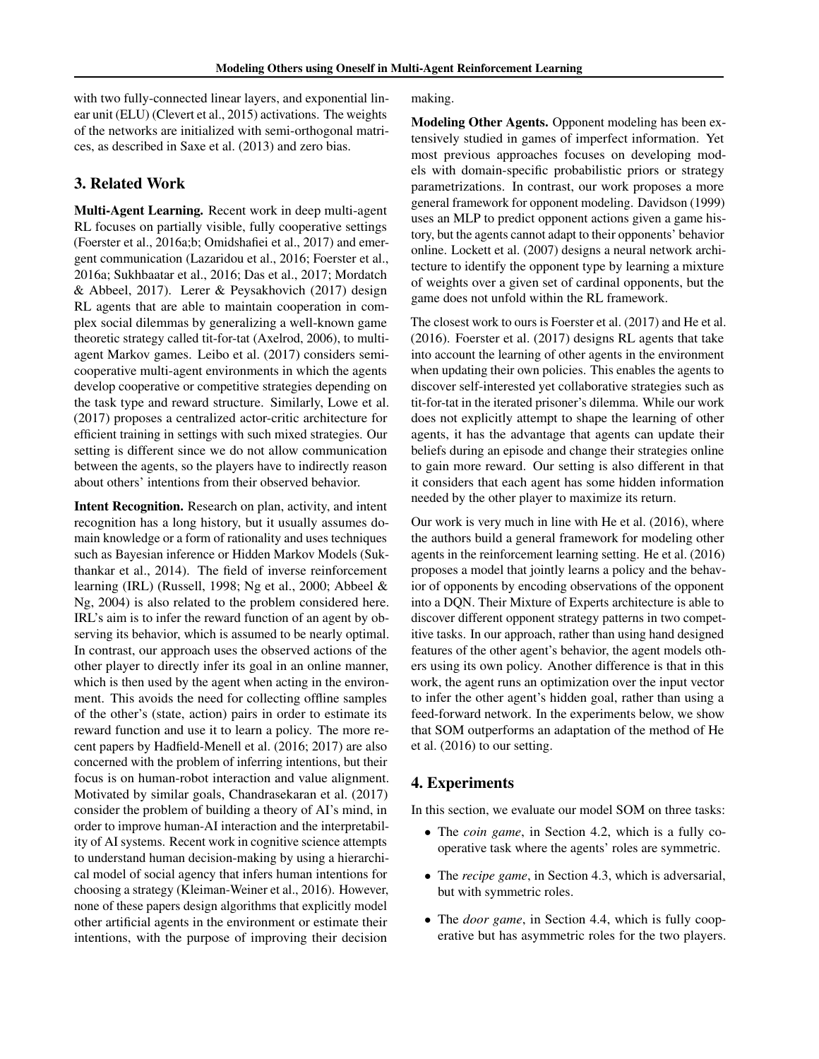with two fully-connected linear layers, and exponential linear unit (ELU) (Clevert et al., 2015) activations. The weights of the networks are initialized with semi-orthogonal matrices, as described in Saxe et al. (2013) and zero bias.

## 3. Related Work

**Multi-Agent Learning.** Recent work in deep multi-agent RL focuses on partially visible, fully cooperative settings (Foerster et al., 2016a;b; Omidshafiei et al., 2017) and emergent communication (Lazaridou et al., 2016; Foerster et al., 2016a; Sukhbaatar et al., 2016; Das et al., 2017; Mordatch & Abbeel, 2017). Lerer & Peysakhovich (2017) design RL agents that are able to maintain cooperation in complex social dilemmas by generalizing a well-known game theoretic strategy called tit-for-tat (Axelrod, 2006), to multi-agent Markov games. Leibo et al. (2017) considers semi-cooperative multi-agent environments in which the agents develop cooperative or competitive strategies depending on the task type and reward structure. Similarly, Lowe et al. (2017) proposes a centralized actor-critic architecture for efficient training in settings with such mixed strategies. Our setting is different since we do not allow communication between the agents, so the players have to indirectly reason about others' intentions from their observed behavior.

**Intent Recognition.** Research on plan, activity, and intent recognition has a long history, but it usually assumes domain knowledge or a form of rationality and uses techniques such as Bayesian inference or Hidden Markov Models (Sukthankar et al., 2014). The field of inverse reinforcement learning (IRL) (Russell, 1998; Ng et al., 2000; Abbeel & Ng, 2004) is also related to the problem considered here. IRL's aim is to infer the reward function of an agent by observing its behavior, which is assumed to be nearly optimal. In contrast, our approach uses the observed actions of the other player to directly infer its goal in an online manner, which is then used by the agent when acting in the environment. This avoids the need for collecting offline samples of the other's (state, action) pairs in order to estimate its reward function and use it to learn a policy. The more recent papers by Hadfield-Menell et al. (2016; 2017) are also concerned with the problem of inferring intentions, but their focus is on human-robot interaction and value alignment. Motivated by similar goals, Chandrasekaran et al. (2017) consider the problem of building a theory of AI's mind, in order to improve human-AI interaction and the interpretability of AI systems. Recent work in cognitive science attempts to understand human decision-making by using a hierarchical model of social agency that infers human intentions for choosing a strategy (Kleiman-Weiner et al., 2016). However, none of these papers design algorithms that explicitly model other artificial agents in the environment or estimate their intentions, with the purpose of improving their decision making.

**Modeling Other Agents.** Opponent modeling has been extensively studied in games of imperfect information. Yet most previous approaches focuses on developing models with domain-specific probabilistic priors or strategy parametrizations. In contrast, our work proposes a more general framework for opponent modeling. Davidson (1999) uses an MLP to predict opponent actions given a game history, but the agents cannot adapt to their opponents' behavior online. Lockett et al. (2007) designs a neural network architecture to identify the opponent type by learning a mixture of weights over a given set of cardinal opponents, but the game does not unfold within the RL framework.

The closest work to ours is Foerster et al. (2017) and He et al. (2016). Foerster et al. (2017) designs RL agents that take into account the learning of other agents in the environment when updating their own policies. This enables the agents to discover self-interested yet collaborative strategies such as tit-for-tat in the iterated prisoner's dilemma. While our work does not explicitly attempt to shape the learning of other agents, it has the advantage that agents can update their beliefs during an episode and change their strategies online to gain more reward. Our setting is also different in that it considers that each agent has some hidden information needed by the other player to maximize its return.

Our work is very much in line with He et al. (2016), where the authors build a general framework for modeling other agents in the reinforcement learning setting. He et al. (2016) proposes a model that jointly learns a policy and the behavior of opponents by encoding observations of the opponent into a DQN. Their Mixture of Experts architecture is able to discover different opponent strategy patterns in two competitive tasks. In our approach, rather than using hand designed features of the other agent's behavior, the agent models others using its own policy. Another difference is that in this work, the agent runs an optimization over the input vector to infer the other agent's hidden goal, rather than using a feed-forward network. In the experiments below, we show that SOM outperforms an adaptation of the method of He et al. (2016) to our setting.

## 4. Experiments

In this section, we evaluate our model SOM on three tasks:

- The *coin game*, in Section 4.2, which is a fully cooperative task where the agents' roles are symmetric.
- The *recipe game*, in Section 4.3, which is adversarial, but with symmetric roles.
- The *door game*, in Section 4.4, which is fully cooperative but has asymmetric roles for the two players.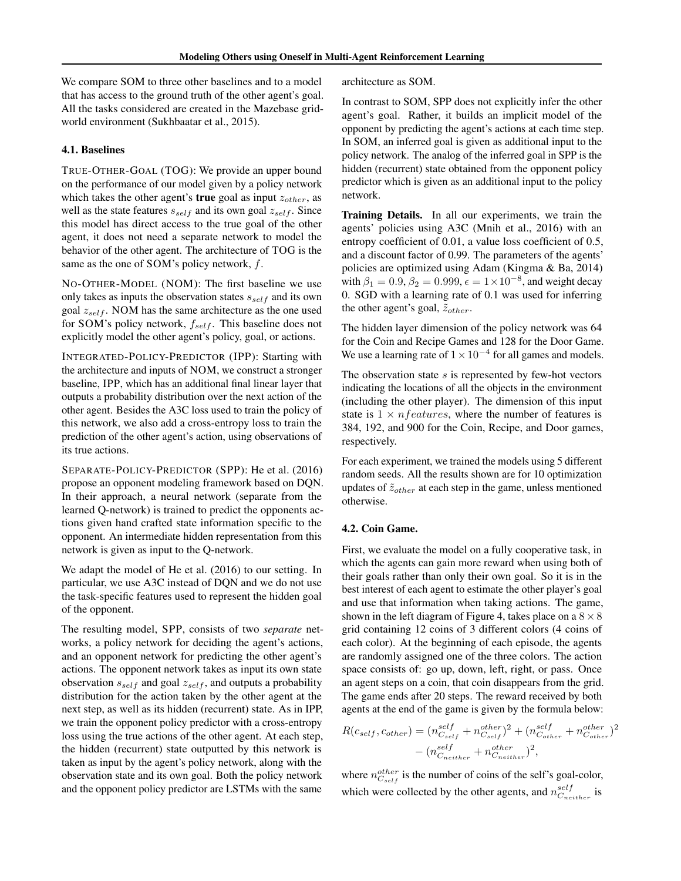We compare SOM to three other baselines and to a model that has access to the ground truth of the other agent's goal. All the tasks considered are created in the Mazebase gridworld environment (Sukhbaatar et al., 2015).

### 4.1. Baselines

TRUE-OTHER-GOAL (TOG): We provide an upper bound on the performance of our model given by a policy network which takes the other agent's **true** goal as input $z_{other}$, as well as the state features $s_{self}$ and its own goal $z_{self}$. Since this model has direct access to the true goal of the other agent, it does not need a separate network to model the behavior of the other agent. The architecture of TOG is the same as the one of SOM's policy network, $f$.

NO-OTHER-MODEL (NOM): The first baseline we use only takes as inputs the observation states $s_{self}$ and its own goal $z_{self}$. NOM has the same architecture as the one used for SOM's policy network, $f_{self}$. This baseline does not explicitly model the other agent's policy, goal, or actions.

INTEGRATED-POLICY-PREDICTOR (IPP): Starting with the architecture and inputs of NOM, we construct a stronger baseline, IPP, which has an additional final linear layer that outputs a probability distribution over the next action of the other agent. Besides the A3C loss used to train the policy of this network, we also add a cross-entropy loss to train the prediction of the other agent's action, using observations of its true actions.

SEPARATE-POLICY-PREDICTOR (SPP): He et al. (2016) propose an opponent modeling framework based on DQN. In their approach, a neural network (separate from the learned Q-network) is trained to predict the opponents actions given hand crafted state information specific to the opponent. An intermediate hidden representation from this network is given as input to the Q-network.

We adapt the model of He et al. (2016) to our setting. In particular, we use A3C instead of DQN and we do not use the task-specific features used to represent the hidden goal of the opponent.

The resulting model, SPP, consists of two *separate* networks, a policy network for deciding the agent's actions, and an opponent network for predicting the other agent's actions. The opponent network takes as input its own state observation $s_{self}$ and goal $z_{self}$, and outputs a probability distribution for the action taken by the other agent at the next step, as well as its hidden (recurrent) state. As in IPP, we train the opponent policy predictor with a cross-entropy loss using the true actions of the other agent. At each step, the hidden (recurrent) state outputted by this network is taken as input by the agent's policy network, along with the observation state and its own goal. Both the policy network and the opponent policy predictor are LSTMs with the same architecture as SOM.

In contrast to SOM, SPP does not explicitly infer the other agent's goal. Rather, it builds an implicit model of the opponent by predicting the agent's actions at each time step. In SOM, an inferred goal is given as additional input to the policy network. The analog of the inferred goal in SPP is the hidden (recurrent) state obtained from the opponent policy predictor which is given as an additional input to the policy network.

**Training Details.** In all our experiments, we train the agents' policies using A3C (Mnih et al., 2016) with an entropy coefficient of 0.01, a value loss coefficient of 0.5, and a discount factor of 0.99. The parameters of the agents' policies are optimized using Adam (Kingma & Ba, 2014) with $\beta_1 = 0.9$, $\beta_2 = 0.999$, $\epsilon = 1 \times 10^{-8}$, and weight decay 0. SGD with a learning rate of 0.1 was used for inferring the other agent's goal, $\tilde{z}_{other}$.

The hidden layer dimension of the policy network was 64 for the Coin and Recipe Games and 128 for the Door Game. We use a learning rate of $1 \times 10^{-4}$ for all games and models.

The observation state $s$ is represented by few-hot vectors indicating the locations of all the objects in the environment (including the other player). The dimension of this input state is $1 \times nfeatures$, where the number of features is 384, 192, and 900 for the Coin, Recipe, and Door games, respectively.

For each experiment, we trained the models using 5 different random seeds. All the results shown are for 10 optimization updates of $\tilde{z}_{other}$ at each step in the game, unless mentioned otherwise.

### 4.2. Coin Game.

First, we evaluate the model on a fully cooperative task, in which the agents can gain more reward when using both of their goals rather than only their own goal. So it is in the best interest of each agent to estimate the other player's goal and use that information when taking actions. The game, shown in the left diagram of Figure 4, takes place on a $8 \times 8$ grid containing 12 coins of 3 different colors (4 coins of each color). At the beginning of each episode, the agents are randomly assigned one of the three colors. The action space consists of: go up, down, left, right, or pass. Once an agent steps on a coin, that coin disappears from the grid. The game ends after 20 steps. The reward received by both agents at the end of the game is given by the formula below:

$$
\begin{aligned}
R(c_{self}, c_{other}) = (n^{self}_{C_{self}} + n^{other}_{C_{self}})^2 + (n^{self}_{C_{other}} + n^{other}_{C_{other}})^2 \\
- (n^{self}_{C_{neither}} + n^{other}_{C_{neither}})^2,
\end{aligned}
$$

where $n^{other}_{C_{self}}$ is the number of coins of the self's goal-color, which were collected by the other agents, and $n^{self}_{C_{neither}}$ is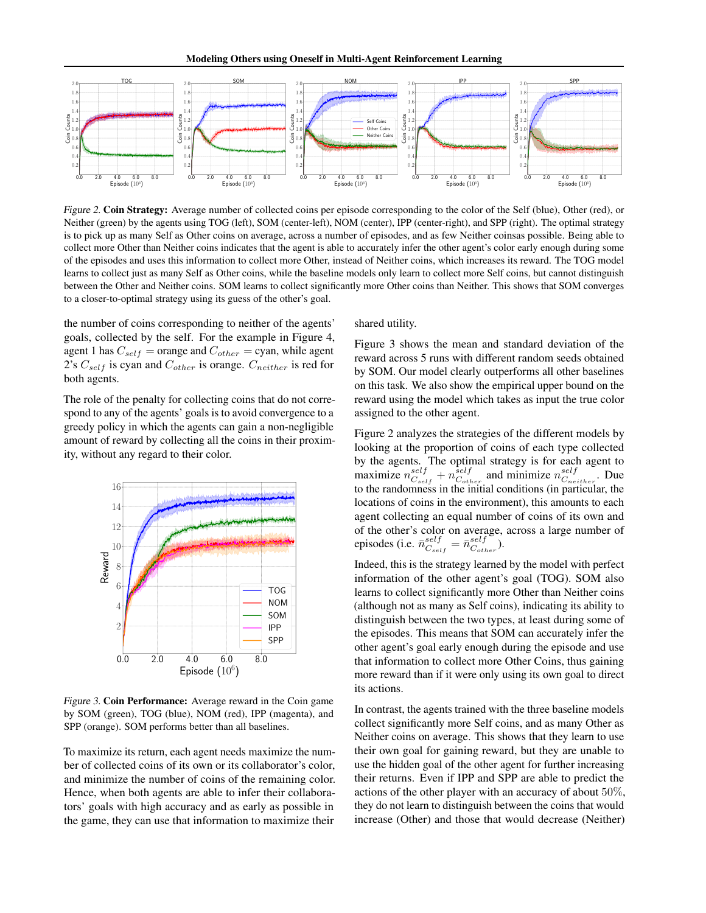*Figure 2.* **Coin Strategy:** Average number of collected coins per episode corresponding to the color of the Self (blue), Other (red), or Neither (green) by the agents using TOG (left), SOM (center-left), NOM (center), IPP (center-right), and SPP (right). The optimal strategy is to pick up as many Self as Other coins on average, across a number of episodes, and as few Neither coinsas possible. Being able to collect more Other than Neither coins indicates that the agent is able to accurately infer the other agent's color early enough during some of the episodes and uses this information to collect more Other, instead of Neither coins, which increases its reward. The TOG model learns to collect just as many Self as Other coins, while the baseline models only learn to collect more Self coins, but cannot distinguish between the Other and Neither coins. SOM learns to collect significantly more Other coins than Neither. This shows that SOM converges to a closer-to-optimal strategy using its guess of the other's goal.

the number of coins corresponding to neither of the agents' goals, collected by the self. For the example in Figure 4, agent 1 has $C_{self}$ = orange and $C_{other}$ = cyan, while agent 2's $C_{self}$ is cyan and $C_{other}$ is orange. $C_{neither}$ is red for both agents.

The role of the penalty for collecting coins that do not correspond to any of the agents' goals is to avoid convergence to a greedy policy in which the agents can gain a non-negligible amount of reward by collecting all the coins in their proximity, without any regard to their color.

*Figure 3.* **Coin Performance:** Average reward in the Coin game by SOM (green), TOG (blue), NOM (red), IPP (magenta), and SPP (orange). SOM performs better than all baselines.

To maximize its return, each agent needs maximize the number of collected coins of its own or its collaborator's color, and minimize the number of coins of the remaining color. Hence, when both agents are able to infer their collaborators' goals with high accuracy and as early as possible in the game, they can use that information to maximize their shared utility.

Figure 3 shows the mean and standard deviation of the reward across 5 runs with different random seeds obtained by SOM. Our model clearly outperforms all other baselines on this task. We also show the empirical upper bound on the reward using the model which takes as input the true color assigned to the other agent.

Figure 2 analyzes the strategies of the different models by looking at the proportion of coins of each type collected by the agents. The optimal strategy is for each agent to maximize $n^{self}_{C_{self}} + n^{self}_{C_{other}}$ and minimize $n^{self}_{C_{neither}}$. Due to the randomness in the initial conditions (in particular, the locations of coins in the environment), this amounts to each agent collecting an equal number of coins of its own and of the other's color on average, across a large number of episodes (i.e. $\bar{n}^{self}_{C_{self}} = \bar{n}^{self}_{C_{other}}$).

Indeed, this is the strategy learned by the model with perfect information of the other agent's goal (TOG). SOM also learns to collect significantly more Other than Neither coins (although not as many as Self coins), indicating its ability to distinguish between the two types, at least during some of the episodes. This means that SOM can accurately infer the other agent's goal early enough during the episode and use that information to collect more Other Coins, thus gaining more reward than if it were only using its own goal to direct its actions.

In contrast, the agents trained with the three baseline models collect significantly more Self coins, and as many Other as Neither coins on average. This shows that they learn to use their own goal for gaining reward, but they are unable to use the hidden goal of the other agent for further increasing their returns. Even if IPP and SPP are able to predict the actions of the other player with an accuracy of about $50\%$, they do not learn to distinguish between the coins that would increase (Other) and those that would decrease (Neither)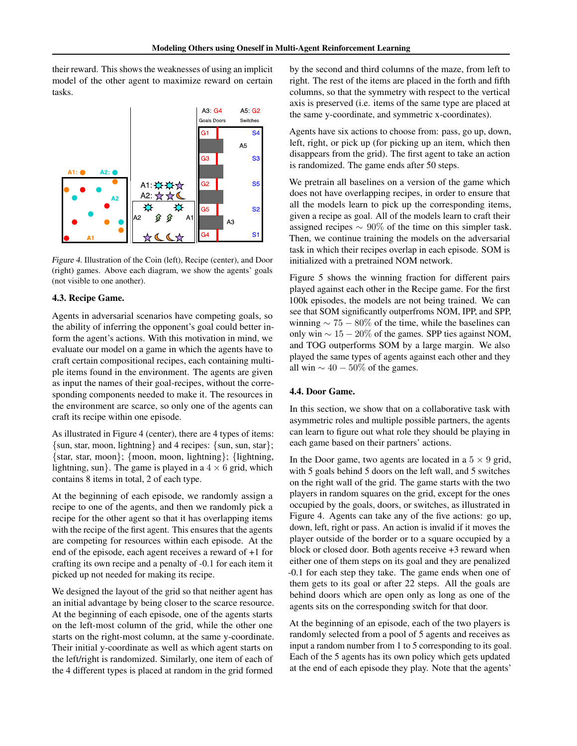their reward. This shows the weaknesses of using an implicit model of the other agent to maximize reward on certain tasks.

*Figure 4.* Illustration of the Coin (left), Recipe (center), and Door (right) games. Above each diagram, we show the agents' goals (not visible to one another).

### 4.3. Recipe Game.

Agents in adversarial scenarios have competing goals, so the ability of inferring the opponent's goal could better inform the agent's actions. With this motivation in mind, we evaluate our model on a game in which the agents have to craft certain compositional recipes, each containing multiple items found in the environment. The agents are given as input the names of their goal-recipes, without the corresponding components needed to make it. The resources in the environment are scarce, so only one of the agents can craft its recipe within one episode.

As illustrated in Figure 4 (center), there are 4 types of items: {sun, star, moon, lightning} and 4 recipes: {sun, sun, star}; {star, star, moon}; {moon, moon, lightning}; {lightning, lightning, sun}. The game is played in a $4 \times 6$ grid, which contains 8 items in total, 2 of each type.

At the beginning of each episode, we randomly assign a recipe to one of the agents, and then we randomly pick a recipe for the other agent so that it has overlapping items with the recipe of the first agent. This ensures that the agents are competing for resources within each episode. At the end of the episode, each agent receives a reward of +1 for crafting its own recipe and a penalty of -0.1 for each item it picked up not needed for making its recipe.

We designed the layout of the grid so that neither agent has an initial advantage by being closer to the scarce resource. At the beginning of each episode, one of the agents starts on the left-most column of the grid, while the other one starts on the right-most column, at the same y-coordinate. Their initial y-coordinate as well as which agent starts on the left/right is randomized. Similarly, one item of each of the 4 different types is placed at random in the grid formed by the second and third columns of the maze, from left to right. The rest of the items are placed in the forth and fifth columns, so that the symmetry with respect to the vertical axis is preserved (i.e. items of the same type are placed at the same y-coordinate, and symmetric x-coordinates).

Agents have six actions to choose from: pass, go up, down, left, right, or pick up (for picking up an item, which then disappears from the grid). The first agent to take an action is randomized. The game ends after 50 steps.

We pretrain all baselines on a version of the game which does not have overlapping recipes, in order to ensure that all the models learn to pick up the corresponding items, given a recipe as goal. All of the models learn to craft their assigned recipes $\sim 90\%$ of the time on this simpler task. Then, we continue training the models on the adversarial task in which their recipes overlap in each episode. SOM is initialized with a pretrained NOM network.

Figure 5 shows the winning fraction for different pairs played against each other in the Recipe game. For the first 100k episodes, the models are not being trained. We can see that SOM significantly outperfroms NOM, IPP, and SPP, winning $\sim 75 - 80\%$ of the time, while the baselines can only win $\sim 15 - 20\%$ of the games. SPP ties against NOM, and TOG outperforms SOM by a large margin. We also played the same types of agents against each other and they all win $\sim 40 - 50\%$ of the games.

### 4.4. Door Game.

In this section, we show that on a collaborative task with asymmetric roles and multiple possible partners, the agents can learn to figure out what role they should be playing in each game based on their partners' actions.

In the Door game, two agents are located in a $5 \times 9$ grid, with 5 goals behind 5 doors on the left wall, and 5 switches on the right wall of the grid. The game starts with the two players in random squares on the grid, except for the ones occupied by the goals, doors, or switches, as illustrated in Figure 4. Agents can take any of the five actions: go up, down, left, right or pass. An action is invalid if it moves the player outside of the border or to a square occupied by a block or closed door. Both agents receive +3 reward when either one of them steps on its goal and they are penalized -0.1 for each step they take. The game ends when one of them gets to its goal or after 22 steps. All the goals are behind doors which are open only as long as one of the agents sits on the corresponding switch for that door.

At the beginning of an episode, each of the two players is randomly selected from a pool of 5 agents and receives as input a random number from 1 to 5 corresponding to its goal. Each of the 5 agents has its own policy which gets updated at the end of each episode they play. Note that the agents'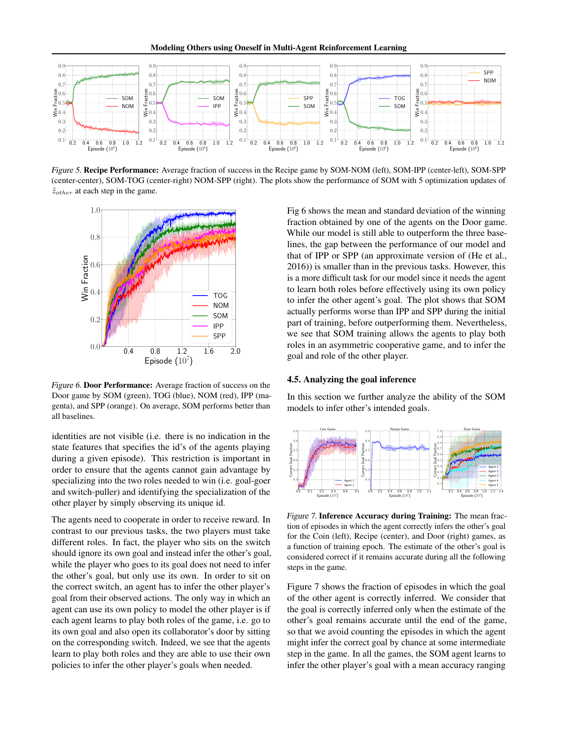*Figure 5.* **Recipe Performance:** Average fraction of success in the Recipe game by SOM-NOM (left), SOM-IPP (center-left), SOM-SPP (center-center), SOM-TOG (center-right) NOM-SPP (right). The plots show the performance of SOM with 5 optimization updates of $\tilde{z}_{other}$ at each step in the game.

*Figure 6.* **Door Performance:** Average fraction of success on the Door game by SOM (green), TOG (blue), NOM (red), IPP (magenta), and SPP (orange). On average, SOM performs better than all baselines.

identities are not visible (i.e. there is no indication in the state features that specifies the id's of the agents playing during a given episode). This restriction is important in order to ensure that the agents cannot gain advantage by specializing into the two roles needed to win (i.e. goal-goer and switch-puller) and identifying the specialization of the other player by simply observing its unique id.

The agents need to cooperate in order to receive reward. In contrast to our previous tasks, the two players must take different roles. In fact, the player who sits on the switch should ignore its own goal and instead infer the other's goal, while the player who goes to its goal does not need to infer the other's goal, but only use its own. In order to sit on the correct switch, an agent has to infer the other player's goal from their observed actions. The only way in which an agent can use its own policy to model the other player is if each agent learns to play both roles of the game, i.e. go to its own goal and also open its collaborator's door by sitting on the corresponding switch. Indeed, we see that the agents learn to play both roles and they are able to use their own policies to infer the other player's goals when needed.

Fig 6 shows the mean and standard deviation of the winning fraction obtained by one of the agents on the Door game. While our model is still able to outperform the three baselines, the gap between the performance of our model and that of IPP or SPP (an approximate version of (He et al., 2016)) is smaller than in the previous tasks. However, this is a more difficult task for our model since it needs the agent to learn both roles before effectively using its own policy to infer the other agent's goal. The plot shows that SOM actually performs worse than IPP and SPP during the initial part of training, before outperforming them. Nevertheless, we see that SOM training allows the agents to play both roles in an asymmetric cooperative game, and to infer the goal and role of the other player.

## 4.5. Analyzing the goal inference

In this section we further analyze the ability of the SOM models to infer other's intended goals.

*Figure 7.* **Inference Accuracy during Training:** The mean fraction of episodes in which the agent correctly infers the other's goal for the Coin (left), Recipe (center), and Door (right) games, as a function of training epoch. The estimate of the other's goal is considered correct if it remains accurate during all the following steps in the game.

Figure 7 shows the fraction of episodes in which the goal of the other agent is correctly inferred. We consider that the goal is correctly inferred only when the estimate of the other's goal remains accurate until the end of the game, so that we avoid counting the episodes in which the agent might infer the correct goal by chance at some intermediate step in the game. In all the games, the SOM agent learns to infer the other player's goal with a mean accuracy ranging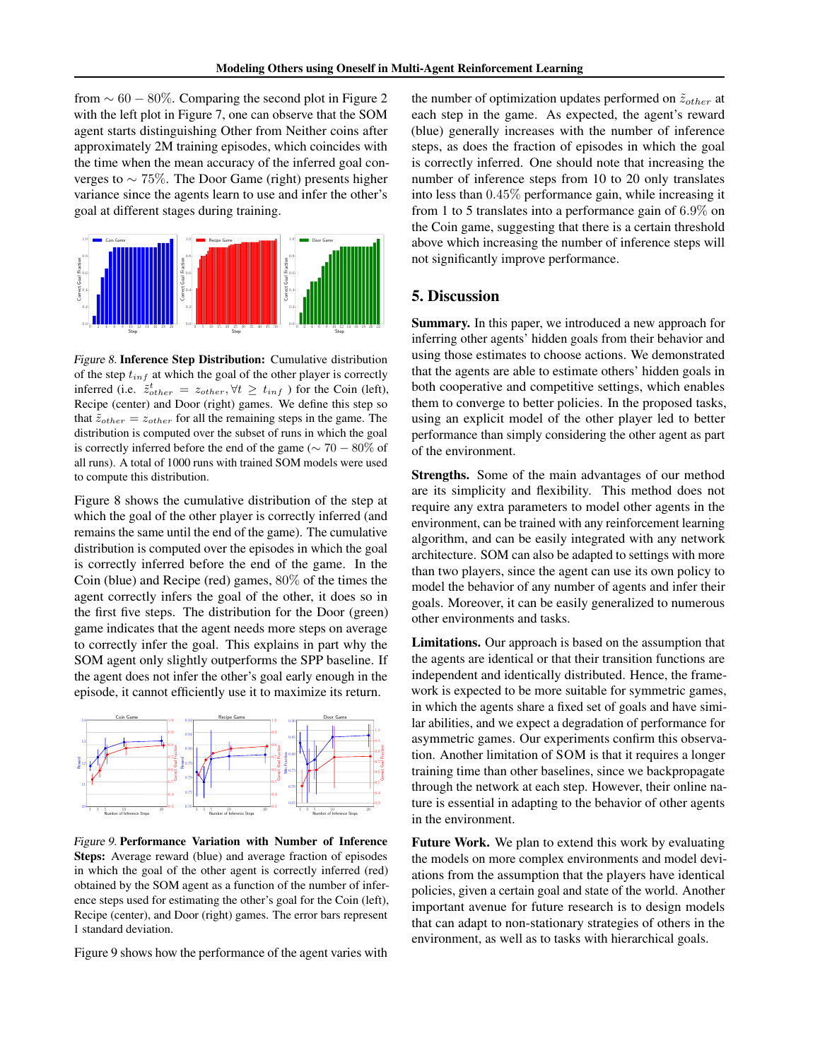from $\sim 60-80\%$. Comparing the second plot in Figure 2 with the left plot in Figure 7, one can observe that the SOM agent starts distinguishing Other from Neither coins after approximately 2M training episodes, which coincides with the time when the mean accuracy of the inferred goal converges to $\sim 75\%$. The Door Game (right) presents higher variance since the agents learn to use and infer the other's goal at different stages during training.

*Figure 8.* **Inference Step Distribution:** Cumulative distribution of the step $t_{inf}$ at which the goal of the other player is correctly inferred (i.e. $\tilde{z}^t_{other} = z_{other}, \forall t \geq t_{inf}$ ) for the Coin (left), Recipe (center) and Door (right) games. We define this step so that $\tilde{z}_{other} = z_{other}$ for all the remaining steps in the game. The distribution is computed over the subset of runs in which the goal is correctly inferred before the end of the game ($\sim 70-80\%$ of all runs). A total of 1000 runs with trained SOM models were used to compute this distribution.

Figure 8 shows the cumulative distribution of the step at which the goal of the other player is correctly inferred (and remains the same until the end of the game). The cumulative distribution is computed over the episodes in which the goal is correctly inferred before the end of the game. In the Coin (blue) and Recipe (red) games, $80\%$ of the times the agent correctly infers the goal of the other, it does so in the first five steps. The distribution for the Door (green) game indicates that the agent needs more steps on average to correctly infer the goal. This explains in part why the SOM agent only slightly outperforms the SPP baseline. If the agent does not infer the other's goal early enough in the episode, it cannot efficiently use it to maximize its return.

*Figure 9.* **Performance Variation with Number of Inference Steps:** Average reward (blue) and average fraction of episodes in which the goal of the other agent is correctly inferred (red) obtained by the SOM agent as a function of the number of inference steps used for estimating the other's goal for the Coin (left), Recipe (center), and Door (right) games. The error bars represent 1 standard deviation.

Figure 9 shows how the performance of the agent varies with the number of optimization updates performed on $\tilde{z}_{other}$ at each step in the game. As expected, the agent's reward (blue) generally increases with the number of inference steps, as does the fraction of episodes in which the goal is correctly inferred. One should note that increasing the number of inference steps from 10 to 20 only translates into less than $0.45\%$ performance gain, while increasing it from 1 to 5 translates into a performance gain of $6.9\%$ on the Coin game, suggesting that there is a certain threshold above which increasing the number of inference steps will not significantly improve performance.

## 5. Discussion

**Summary.** In this paper, we introduced a new approach for inferring other agents' hidden goals from their behavior and using those estimates to choose actions. We demonstrated that the agents are able to estimate others' hidden goals in both cooperative and competitive settings, which enables them to converge to better policies. In the proposed tasks, using an explicit model of the other player led to better performance than simply considering the other agent as part of the environment.

**Strengths.** Some of the main advantages of our method are its simplicity and flexibility. This method does not require any extra parameters to model other agents in the environment, can be trained with any reinforcement learning algorithm, and can be easily integrated with any network architecture. SOM can also be adapted to settings with more than two players, since the agent can use its own policy to model the behavior of any number of agents and infer their goals. Moreover, it can be easily generalized to numerous other environments and tasks.

**Limitations.** Our approach is based on the assumption that the agents are identical or that their transition functions are independent and identically distributed. Hence, the framework is expected to be more suitable for symmetric games, in which the agents share a fixed set of goals and have similar abilities, and we expect a degradation of performance for asymmetric games. Our experiments confirm this observation. Another limitation of SOM is that it requires a longer training time than other baselines, since we backpropagate through the network at each step. However, their online nature is essential in adapting to the behavior of other agents in the environment.

**Future Work.** We plan to extend this work by evaluating the models on more complex environments and model deviations from the assumption that the players have identical policies, given a certain goal and state of the world. Another important avenue for future research is to design models that can adapt to non-stationary strategies of others in the environment, as well as to tasks with hierarchical goals.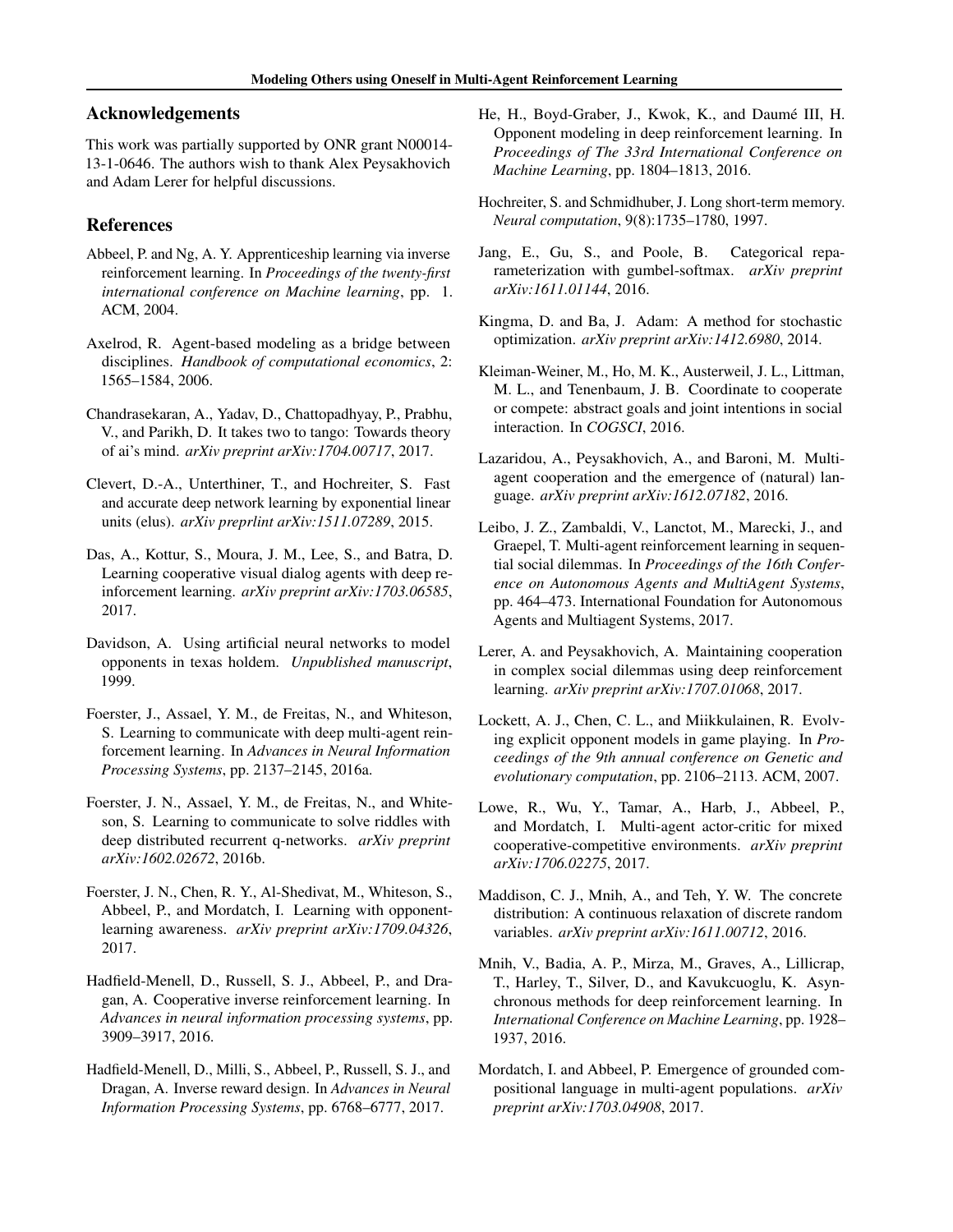## Acknowledgements

This work was partially supported by ONR grant N00014-13-1-0646. The authors wish to thank Alex Peysakhovich and Adam Lerer for helpful discussions.

## References

Abbeel, P. and Ng, A. Y. Apprenticeship learning via inverse reinforcement learning. In *Proceedings of the twenty-first international conference on Machine learning*, pp. 1. ACM, 2004.

Axelrod, R. Agent-based modeling as a bridge between disciplines. *Handbook of computational economics*, 2: 1565–1584, 2006.

Chandrasekaran, A., Yadav, D., Chattopadhyay, P., Prabhu, V., and Parikh, D. It takes two to tango: Towards theory of ai's mind. *arXiv preprint arXiv:1704.00717*, 2017.

Clevert, D.-A., Unterthiner, T., and Hochreiter, S. Fast and accurate deep network learning by exponential linear units (elus). *arXiv preprlint arXiv:1511.07289*, 2015.

Das, A., Kottur, S., Moura, J. M., Lee, S., and Batra, D. Learning cooperative visual dialog agents with deep reinforcement learning. *arXiv preprint arXiv:1703.06585*, 2017.

Davidson, A. Using artificial neural networks to model opponents in texas holdem. *Unpublished manuscript*, 1999.

Foerster, J., Assael, Y. M., de Freitas, N., and Whiteson, S. Learning to communicate with deep multi-agent reinforcement learning. In *Advances in Neural Information Processing Systems*, pp. 2137–2145, 2016a.

Foerster, J. N., Assael, Y. M., de Freitas, N., and Whiteson, S. Learning to communicate to solve riddles with deep distributed recurrent q-networks. *arXiv preprint arXiv:1602.02672*, 2016b.

Foerster, J. N., Chen, R. Y., Al-Shedivat, M., Whiteson, S., Abbeel, P., and Mordatch, I. Learning with opponent-learning awareness. *arXiv preprint arXiv:1709.04326*, 2017.

Hadfield-Menell, D., Russell, S. J., Abbeel, P., and Dragan, A. Cooperative inverse reinforcement learning. In *Advances in neural information processing systems*, pp. 3909–3917, 2016.

Hadfield-Menell, D., Milli, S., Abbeel, P., Russell, S. J., and Dragan, A. Inverse reward design. In *Advances in Neural Information Processing Systems*, pp. 6768–6777, 2017.

He, H., Boyd-Graber, J., Kwok, K., and Daumé III, H. Opponent modeling in deep reinforcement learning. In *Proceedings of The 33rd International Conference on Machine Learning*, pp. 1804–1813, 2016.

Hochreiter, S. and Schmidhuber, J. Long short-term memory. *Neural computation*, 9(8):1735–1780, 1997.

Jang, E., Gu, S., and Poole, B. Categorical reparameterization with gumbel-softmax. *arXiv preprint arXiv:1611.01144*, 2016.

Kingma, D. and Ba, J. Adam: A method for stochastic optimization. *arXiv preprint arXiv:1412.6980*, 2014.

Kleiman-Weiner, M., Ho, M. K., Austerweil, J. L., Littman, M. L., and Tenenbaum, J. B. Coordinate to cooperate or compete: abstract goals and joint intentions in social interaction. In *COGSCI*, 2016.

Lazaridou, A., Peysakhovich, A., and Baroni, M. Multi-agent cooperation and the emergence of (natural) language. *arXiv preprint arXiv:1612.07182*, 2016.

Leibo, J. Z., Zambaldi, V., Lanctot, M., Marecki, J., and Graepel, T. Multi-agent reinforcement learning in sequential social dilemmas. In *Proceedings of the 16th Conference on Autonomous Agents and MultiAgent Systems*, pp. 464–473. International Foundation for Autonomous Agents and Multiagent Systems, 2017.

Lerer, A. and Peysakhovich, A. Maintaining cooperation in complex social dilemmas using deep reinforcement learning. *arXiv preprint arXiv:1707.01068*, 2017.

Lockett, A. J., Chen, C. L., and Miikkulainen, R. Evolving explicit opponent models in game playing. In *Proceedings of the 9th annual conference on Genetic and evolutionary computation*, pp. 2106–2113. ACM, 2007.

Lowe, R., Wu, Y., Tamar, A., Harb, J., Abbeel, P., and Mordatch, I. Multi-agent actor-critic for mixed cooperative-competitive environments. *arXiv preprint arXiv:1706.02275*, 2017.

Maddison, C. J., Mnih, A., and Teh, Y. W. The concrete distribution: A continuous relaxation of discrete random variables. *arXiv preprint arXiv:1611.00712*, 2016.

Mnih, V., Badia, A. P., Mirza, M., Graves, A., Lillicrap, T., Harley, T., Silver, D., and Kavukcuoglu, K. Asynchronous methods for deep reinforcement learning. In *International Conference on Machine Learning*, pp. 1928–1937, 2016.

Mordatch, I. and Abbeel, P. Emergence of grounded compositional language in multi-agent populations. *arXiv preprint arXiv:1703.04908*, 2017.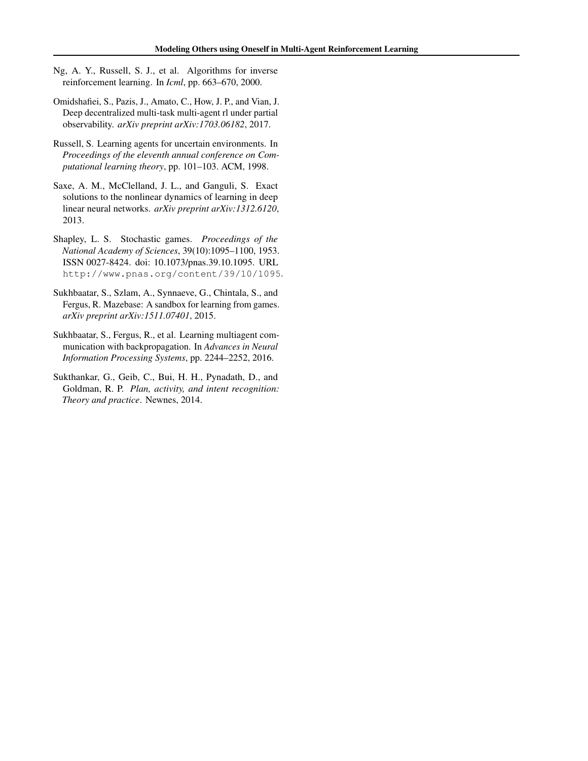Ng, A. Y., Russell, S. J., et al. Algorithms for inverse reinforcement learning. In *Icml*, pp. 663–670, 2000.

Omidshafiei, S., Pazis, J., Amato, C., How, J. P., and Vian, J. Deep decentralized multi-task multi-agent rl under partial observability. *arXiv preprint arXiv:1703.06182*, 2017.

Russell, S. Learning agents for uncertain environments. In *Proceedings of the eleventh annual conference on Computational learning theory*, pp. 101–103. ACM, 1998.

Saxe, A. M., McClelland, J. L., and Ganguli, S. Exact solutions to the nonlinear dynamics of learning in deep linear neural networks. *arXiv preprint arXiv:1312.6120*, 2013.

Shapley, L. S. Stochastic games. *Proceedings of the National Academy of Sciences*, 39(10):1095–1100, 1953. ISSN 0027-8424. doi: 10.1073/pnas.39.10.1095. URL `http://www.pnas.org/content/39/10/1095`.

Sukhbaatar, S., Szlam, A., Synnaeve, G., Chintala, S., and Fergus, R. Mazebase: A sandbox for learning from games. *arXiv preprint arXiv:1511.07401*, 2015.

Sukhbaatar, S., Fergus, R., et al. Learning multiagent communication with backpropagation. In *Advances in Neural Information Processing Systems*, pp. 2244–2252, 2016.

Sukthankar, G., Geib, C., Bui, H. H., Pynadath, D., and Goldman, R. P. *Plan, activity, and intent recognition: Theory and practice*. Newnes, 2014.